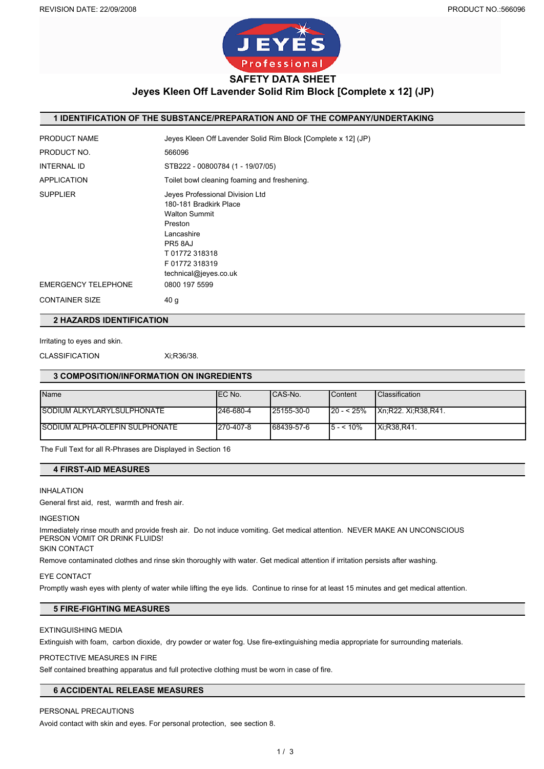REVISION DATE: 22/09/2008 PRODUCT NO.:566096

# SAFETY DATA SHEET

## Jeyes Kleen Off Lavender Solid Rim Block [Complete x 12] (JP)

## 1 IDENTIFICATION OF THE SUBSTANCE/PREPARATION AND OF THE COMPANY/UNDERTAKING

| | |
|---|---|
| PRODUCT NAME | Jeyes Kleen Off Lavender Solid Rim Block [Complete x 12] (JP) |
| PRODUCT NO. | 566096 |
| INTERNAL ID | STB222 - 00800784 (1 - 19/07/05) |
| APPLICATION | Toilet bowl cleaning foaming and freshening. |
| SUPPLIER | Jeyes Professional Division Ltd<br>180-181 Bradkirk Place<br>Walton Summit<br>Preston<br>Lancashire<br>PR5 8AJ<br>T 01772 318318<br>F 01772 318319<br>technical@jeyes.co.uk |
| EMERGENCY TELEPHONE | 0800 197 5599 |
| CONTAINER SIZE | 40 g |

## 2 HAZARDS IDENTIFICATION

Irritating to eyes and skin.

CLASSIFICATION Xi;R36/38.

## 3 COMPOSITION/INFORMATION ON INGREDIENTS

| Name | EC No. | CAS-No. | Content | Classification |
|---|---|---|---|---|
| SODIUM ALKYLARYLSULPHONATE | 246-680-4 | 25155-30-0 | 20 - < 25% | Xn;R22. Xi;R38,R41. |
| SODIUM ALPHA-OLEFIN SULPHONATE | 270-407-8 | 68439-57-6 | 5 - < 10% | Xi;R38,R41. |

The Full Text for all R-Phrases are Displayed in Section 16

## 4 FIRST-AID MEASURES

INHALATION

General first aid, rest, warmth and fresh air.

INGESTION

Immediately rinse mouth and provide fresh air. Do not induce vomiting. Get medical attention. NEVER MAKE AN UNCONSCIOUS PERSON VOMIT OR DRINK FLUIDS!

SKIN CONTACT

Remove contaminated clothes and rinse skin thoroughly with water. Get medical attention if irritation persists after washing.

EYE CONTACT

Promptly wash eyes with plenty of water while lifting the eye lids. Continue to rinse for at least 15 minutes and get medical attention.

## 5 FIRE-FIGHTING MEASURES

EXTINGUISHING MEDIA

Extinguish with foam, carbon dioxide, dry powder or water fog. Use fire-extinguishing media appropriate for surrounding materials.

PROTECTIVE MEASURES IN FIRE

Self contained breathing apparatus and full protective clothing must be worn in case of fire.

## 6 ACCIDENTAL RELEASE MEASURES

PERSONAL PRECAUTIONS

Avoid contact with skin and eyes. For personal protection, see section 8.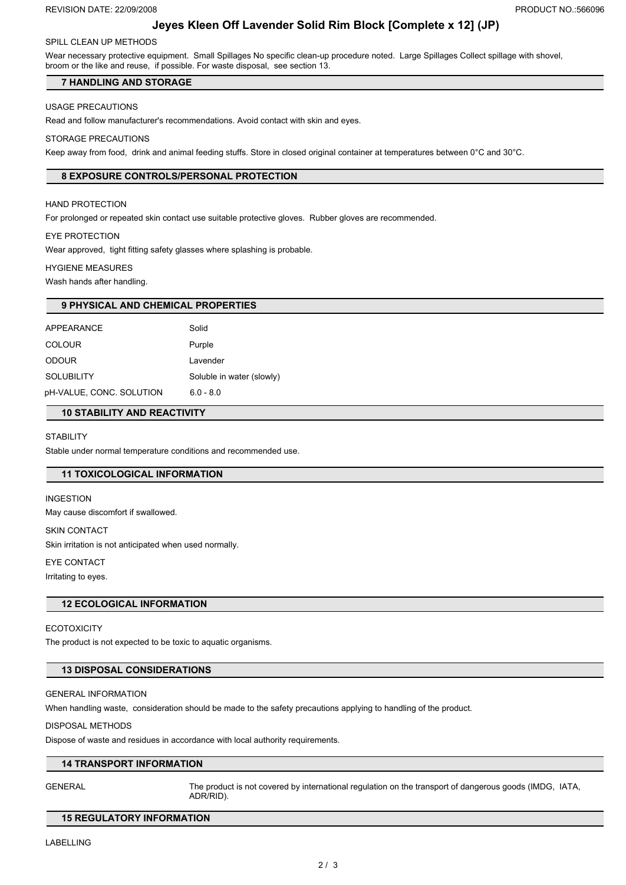# Jeyes Kleen Off Lavender Solid Rim Block [Complete x 12] (JP)

SPILL CLEAN UP METHODS

Wear necessary protective equipment. Small Spillages No specific clean-up procedure noted. Large Spillages Collect spillage with shovel, broom or the like and reuse, if possible. For waste disposal, see section 13.

## 7 HANDLING AND STORAGE

USAGE PRECAUTIONS

Read and follow manufacturer's recommendations. Avoid contact with skin and eyes.

STORAGE PRECAUTIONS

Keep away from food, drink and animal feeding stuffs. Store in closed original container at temperatures between 0°C and 30°C.

## 8 EXPOSURE CONTROLS/PERSONAL PROTECTION

HAND PROTECTION

For prolonged or repeated skin contact use suitable protective gloves. Rubber gloves are recommended.

EYE PROTECTION

Wear approved, tight fitting safety glasses where splashing is probable.

HYGIENE MEASURES

Wash hands after handling.

## 9 PHYSICAL AND CHEMICAL PROPERTIES

| | |
|---|---|
| APPEARANCE | Solid |
| COLOUR | Purple |
| ODOUR | Lavender |
| SOLUBILITY | Soluble in water (slowly) |
| pH-VALUE, CONC. SOLUTION | 6.0 - 8.0 |

## 10 STABILITY AND REACTIVITY

STABILITY

Stable under normal temperature conditions and recommended use.

## 11 TOXICOLOGICAL INFORMATION

INGESTION

May cause discomfort if swallowed.

SKIN CONTACT

Skin irritation is not anticipated when used normally.

EYE CONTACT

Irritating to eyes.

## 12 ECOLOGICAL INFORMATION

ECOTOXICITY

The product is not expected to be toxic to aquatic organisms.

## 13 DISPOSAL CONSIDERATIONS

GENERAL INFORMATION

When handling waste, consideration should be made to the safety precautions applying to handling of the product.

DISPOSAL METHODS

Dispose of waste and residues in accordance with local authority requirements.

## 14 TRANSPORT INFORMATION

GENERAL — The product is not covered by international regulation on the transport of dangerous goods (IMDG, IATA, ADR/RID).

## 15 REGULATORY INFORMATION

LABELLING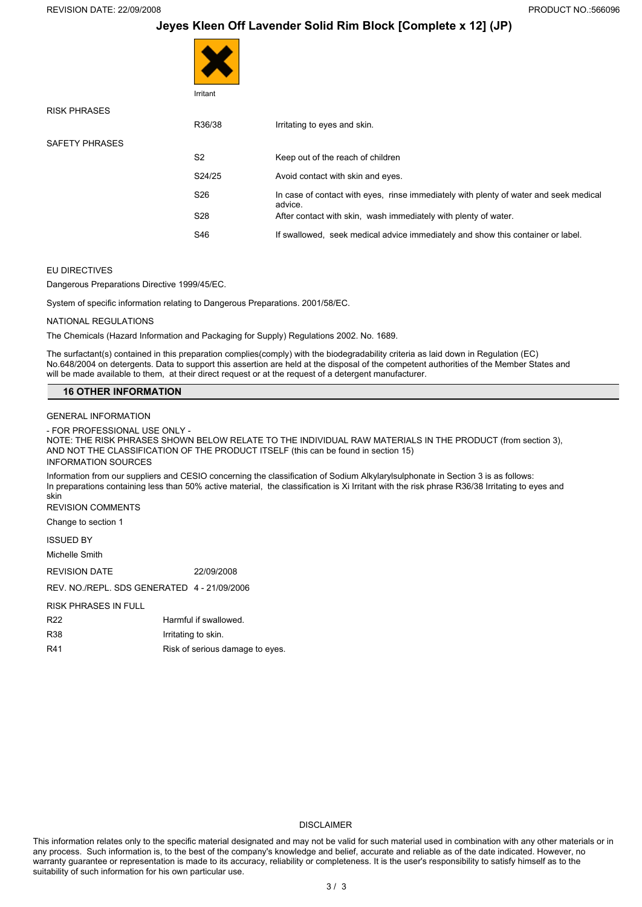# Jeyes Kleen Off Lavender Solid Rim Block [Complete x 12] (JP)

Irritant

RISK PHRASES

| | | |
|---|---|---|
| | R36/38 | Irritating to eyes and skin. |

SAFETY PHRASES

| | | |
|---|---|---|
| | S2 | Keep out of the reach of children |
| | S24/25 | Avoid contact with skin and eyes. |
| | S26 | In case of contact with eyes, rinse immediately with plenty of water and seek medical advice. |
| | S28 | After contact with skin, wash immediately with plenty of water. |
| | S46 | If swallowed, seek medical advice immediately and show this container or label. |

EU DIRECTIVES

Dangerous Preparations Directive 1999/45/EC.

System of specific information relating to Dangerous Preparations. 2001/58/EC.

NATIONAL REGULATIONS

The Chemicals (Hazard Information and Packaging for Supply) Regulations 2002. No. 1689.

The surfactant(s) contained in this preparation complies(comply) with the biodegradability criteria as laid down in Regulation (EC) No.648/2004 on detergents. Data to support this assertion are held at the disposal of the competent authorities of the Member States and will be made available to them, at their direct request or at the request of a detergent manufacturer.

## 16 OTHER INFORMATION

GENERAL INFORMATION

- FOR PROFESSIONAL USE ONLY -
NOTE: THE RISK PHRASES SHOWN BELOW RELATE TO THE INDIVIDUAL RAW MATERIALS IN THE PRODUCT (from section 3), AND NOT THE CLASSIFICATION OF THE PRODUCT ITSELF (this can be found in section 15)

INFORMATION SOURCES

Information from our suppliers and CESIO concerning the classification of Sodium Alkylarylsulphonate in Section 3 is as follows:
In preparations containing less than 50% active material, the classification is Xi Irritant with the risk phrase R36/38 Irritating to eyes and skin

REVISION COMMENTS

Change to section 1

ISSUED BY

Michelle Smith

REVISION DATE 22/09/2008

REV. NO./REPL. SDS GENERATED 4 - 21/09/2006

RISK PHRASES IN FULL

| | |
|---|---|
| R22 | Harmful if swallowed. |
| R38 | Irritating to skin. |
| R41 | Risk of serious damage to eyes. |

DISCLAIMER

This information relates only to the specific material designated and may not be valid for such material used in combination with any other materials or in any process. Such information is, to the best of the company's knowledge and belief, accurate and reliable as of the date indicated. However, no warranty guarantee or representation is made to its accuracy, reliability or completeness. It is the user's responsibility to satisfy himself as to the suitability of such information for his own particular use.